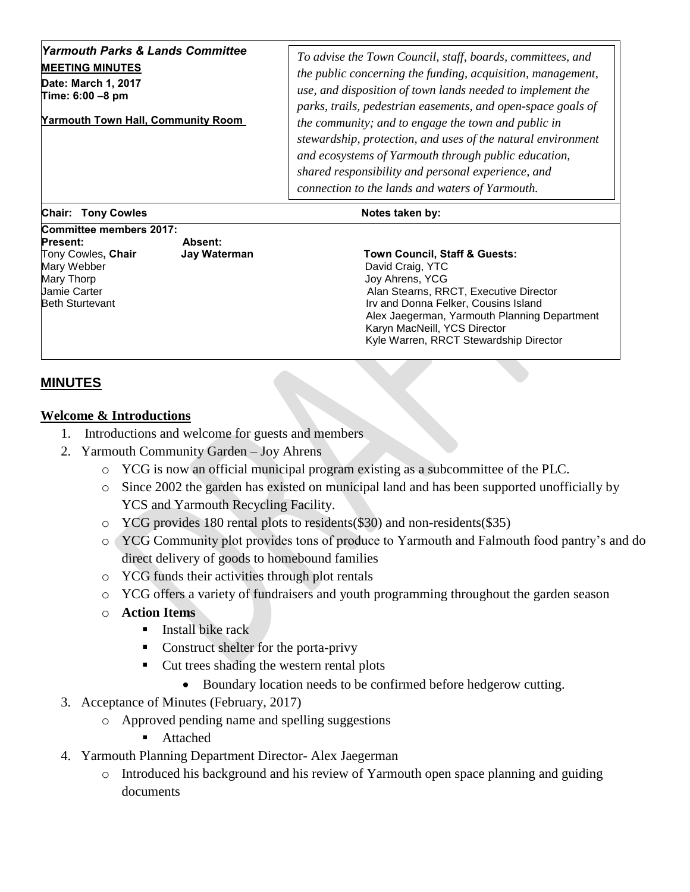***Yarmouth Parks & Lands Committee***

**MEETING MINUTES**

**Date: March 1, 2017**

**Time: 6:00 –8 pm**

**Yarmouth Town Hall, Community Room**

*To advise the Town Council, staff, boards, committees, and the public concerning the funding, acquisition, management, use, and disposition of town lands needed to implement the parks, trails, pedestrian easements, and open-space goals of the community; and to engage the town and public in stewardship, protection, and uses of the natural environment and ecosystems of Yarmouth through public education, shared responsibility and personal experience, and connection to the lands and waters of Yarmouth.*

**Chair: Tony Cowles** **Notes taken by:**

**Committee members 2017:**

| **Present:** | **Absent:** | **Town Council, Staff & Guests:** |
|---|---|---|
| Tony Cowles, **Chair** | **Jay Waterman** | David Craig, YTC |
| Mary Webber | | Joy Ahrens, YCG |
| Mary Thorp | | Alan Stearns, RRCT, Executive Director |
| Jamie Carter | | Irv and Donna Felker, Cousins Island |
| Beth Sturtevant | | Alex Jaegerman, Yarmouth Planning Department |
| | | Karyn MacNeill, YCS Director |
| | | Kyle Warren, RRCT Stewardship Director |

## MINUTES

### Welcome & Introductions

1. Introductions and welcome for guests and members
2. Yarmouth Community Garden – Joy Ahrens
   - YCG is now an official municipal program existing as a subcommittee of the PLC.
   - Since 2002 the garden has existed on municipal land and has been supported unofficially by YCS and Yarmouth Recycling Facility.
   - YCG provides 180 rental plots to residents($30) and non-residents($35)
   - YCG Community plot provides tons of produce to Yarmouth and Falmouth food pantry's and do direct delivery of goods to homebound families
   - YCG funds their activities through plot rentals
   - YCG offers a variety of fundraisers and youth programming throughout the garden season
   - **Action Items**
     - Install bike rack
     - Construct shelter for the porta-privy
     - Cut trees shading the western rental plots
       - Boundary location needs to be confirmed before hedgerow cutting.
3. Acceptance of Minutes (February, 2017)
   - Approved pending name and spelling suggestions
     - Attached
4. Yarmouth Planning Department Director- Alex Jaegerman
   - Introduced his background and his review of Yarmouth open space planning and guiding documents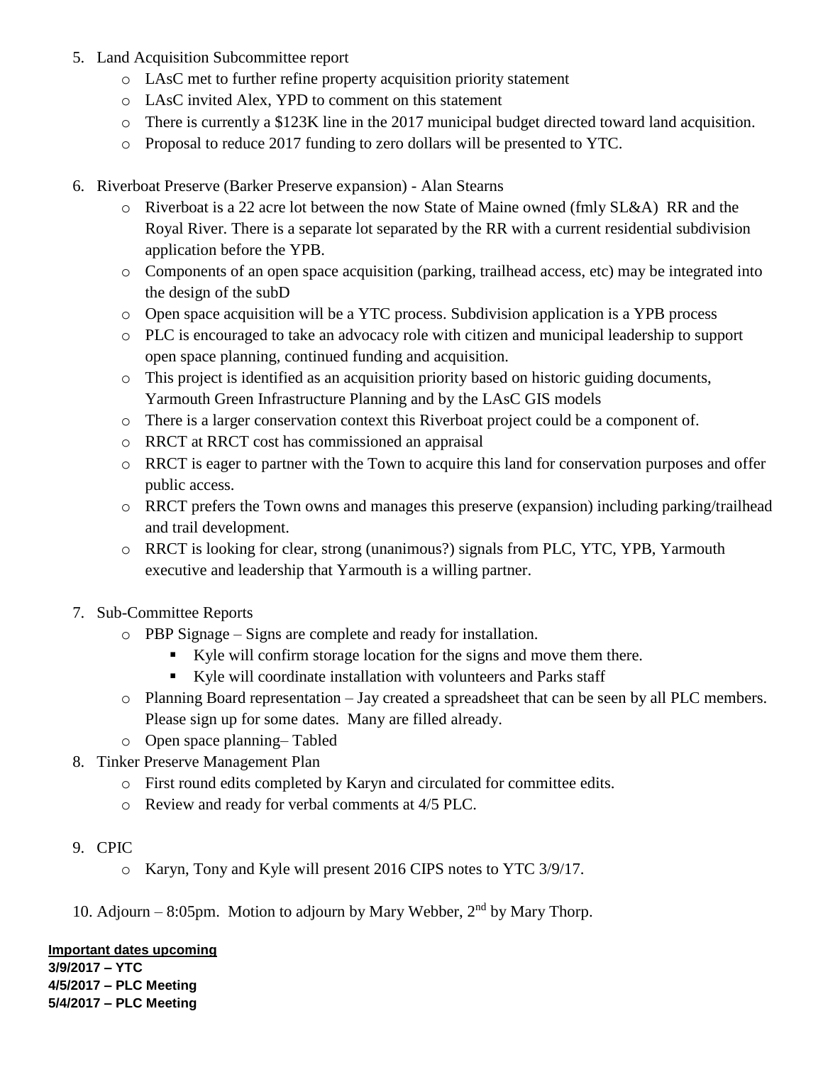5. Land Acquisition Subcommittee report
   - LAsC met to further refine property acquisition priority statement
   - LAsC invited Alex, YPD to comment on this statement
   - There is currently a $123K line in the 2017 municipal budget directed toward land acquisition.
   - Proposal to reduce 2017 funding to zero dollars will be presented to YTC.

6. Riverboat Preserve (Barker Preserve expansion) - Alan Stearns
   - Riverboat is a 22 acre lot between the now State of Maine owned (fmly SL&A) RR and the Royal River. There is a separate lot separated by the RR with a current residential subdivision application before the YPB.
   - Components of an open space acquisition (parking, trailhead access, etc) may be integrated into the design of the subD
   - Open space acquisition will be a YTC process. Subdivision application is a YPB process
   - PLC is encouraged to take an advocacy role with citizen and municipal leadership to support open space planning, continued funding and acquisition.
   - This project is identified as an acquisition priority based on historic guiding documents, Yarmouth Green Infrastructure Planning and by the LAsC GIS models
   - There is a larger conservation context this Riverboat project could be a component of.
   - RRCT at RRCT cost has commissioned an appraisal
   - RRCT is eager to partner with the Town to acquire this land for conservation purposes and offer public access.
   - RRCT prefers the Town owns and manages this preserve (expansion) including parking/trailhead and trail development.
   - RRCT is looking for clear, strong (unanimous?) signals from PLC, YTC, YPB, Yarmouth executive and leadership that Yarmouth is a willing partner.

7. Sub-Committee Reports
   - PBP Signage – Signs are complete and ready for installation.
     - Kyle will confirm storage location for the signs and move them there.
     - Kyle will coordinate installation with volunteers and Parks staff
   - Planning Board representation – Jay created a spreadsheet that can be seen by all PLC members. Please sign up for some dates. Many are filled already.
   - Open space planning– Tabled
8. Tinker Preserve Management Plan
   - First round edits completed by Karyn and circulated for committee edits.
   - Review and ready for verbal comments at 4/5 PLC.

9. CPIC
   - Karyn, Tony and Kyle will present 2016 CIPS notes to YTC 3/9/17.

10. Adjourn – 8:05pm. Motion to adjourn by Mary Webber, 2nd by Mary Thorp.

**Important dates upcoming**
**3/9/2017 – YTC**
**4/5/2017 – PLC Meeting**
**5/4/2017 – PLC Meeting**